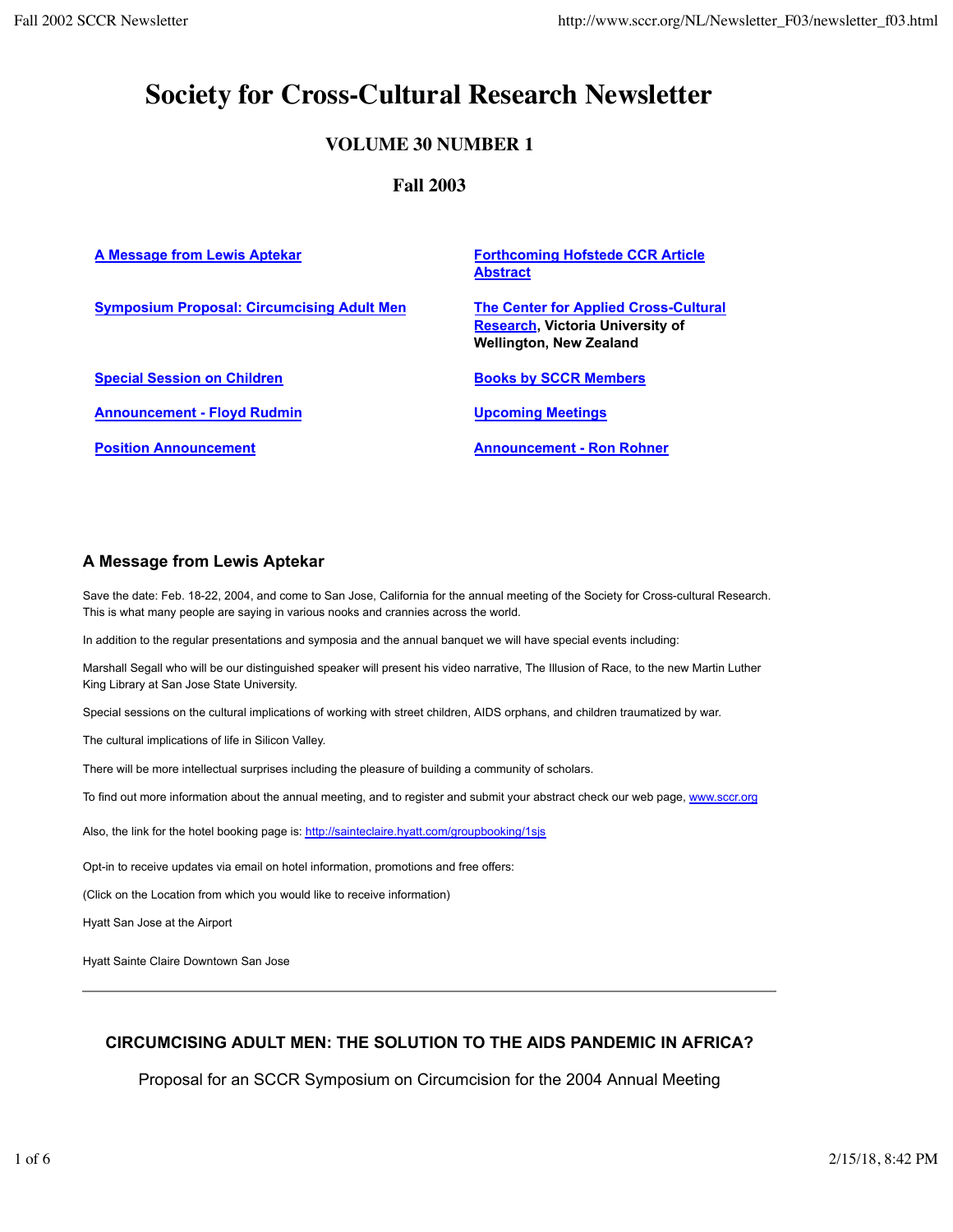# Society for Cross-Cultural Research Newsletter

### VOLUME 30 NUMBER 1

### Fall 2003

| | |
|---|---|
| **A Message from Lewis Aptekar** | **Forthcoming Hofstede CCR Article Abstract** |
| **Symposium Proposal: Circumcising Adult Men** | **The Center for Applied Cross-Cultural Research, Victoria University of Wellington, New Zealand** |
| **Special Session on Children** | **Books by SCCR Members** |
| **Announcement - Floyd Rudmin** | **Upcoming Meetings** |
| **Position Announcement** | **Announcement - Ron Rohner** |

## A Message from Lewis Aptekar

Save the date: Feb. 18-22, 2004, and come to San Jose, California for the annual meeting of the Society for Cross-cultural Research. This is what many people are saying in various nooks and crannies across the world.

In addition to the regular presentations and symposia and the annual banquet we will have special events including:

Marshall Segall who will be our distinguished speaker will present his video narrative, The Illusion of Race, to the new Martin Luther King Library at San Jose State University.

Special sessions on the cultural implications of working with street children, AIDS orphans, and children traumatized by war.

The cultural implications of life in Silicon Valley.

There will be more intellectual surprises including the pleasure of building a community of scholars.

To find out more information about the annual meeting, and to register and submit your abstract check our web page, www.sccr.org

Also, the link for the hotel booking page is: http://sainteclaire.hyatt.com/groupbooking/1sjs

Opt-in to receive updates via email on hotel information, promotions and free offers:

(Click on the Location from which you would like to receive information)

Hyatt San Jose at the Airport

Hyatt Sainte Claire Downtown San Jose

---

## CIRCUMCISING ADULT MEN: THE SOLUTION TO THE AIDS PANDEMIC IN AFRICA?

Proposal for an SCCR Symposium on Circumcision for the 2004 Annual Meeting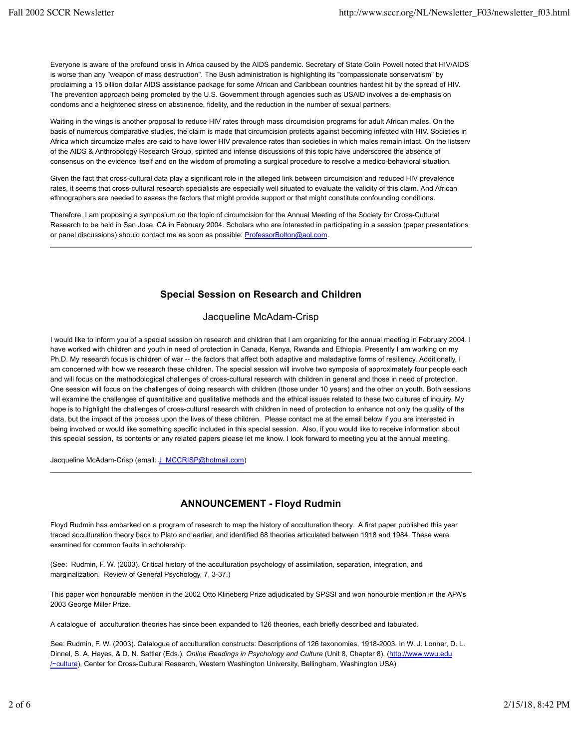Everyone is aware of the profound crisis in Africa caused by the AIDS pandemic. Secretary of State Colin Powell noted that HIV/AIDS is worse than any "weapon of mass destruction". The Bush administration is highlighting its "compassionate conservatism" by proclaiming a 15 billion dollar AIDS assistance package for some African and Caribbean countries hardest hit by the spread of HIV. The prevention approach being promoted by the U.S. Government through agencies such as USAID involves a de-emphasis on condoms and a heightened stress on abstinence, fidelity, and the reduction in the number of sexual partners.

Waiting in the wings is another proposal to reduce HIV rates through mass circumcision programs for adult African males. On the basis of numerous comparative studies, the claim is made that circumcision protects against becoming infected with HIV. Societies in Africa which circumcize males are said to have lower HIV prevalence rates than societies in which males remain intact. On the listserv of the AIDS & Anthropology Research Group, spirited and intense discussions of this topic have underscored the absence of consensus on the evidence itself and on the wisdom of promoting a surgical procedure to resolve a medico-behavioral situation.

Given the fact that cross-cultural data play a significant role in the alleged link between circumcision and reduced HIV prevalence rates, it seems that cross-cultural research specialists are especially well situated to evaluate the validity of this claim. And African ethnographers are needed to assess the factors that might provide support or that might constitute confounding conditions.

Therefore, I am proposing a symposium on the topic of circumcision for the Annual Meeting of the Society for Cross-Cultural Research to be held in San Jose, CA in February 2004. Scholars who are interested in participating in a session (paper presentations or panel discussions) should contact me as soon as possible: ProfessorBolton@aol.com.

---

## Special Session on Research and Children

### Jacqueline McAdam-Crisp

I would like to inform you of a special session on research and children that I am organizing for the annual meeting in February 2004. I have worked with children and youth in need of protection in Canada, Kenya, Rwanda and Ethiopia. Presently I am working on my Ph.D. My research focus is children of war -- the factors that affect both adaptive and maladaptive forms of resiliency. Additionally, I am concerned with how we research these children. The special session will involve two symposia of approximately four people each and will focus on the methodological challenges of cross-cultural research with children in general and those in need of protection. One session will focus on the challenges of doing research with children (those under 10 years) and the other on youth. Both sessions will examine the challenges of quantitative and qualitative methods and the ethical issues related to these two cultures of inquiry. My hope is to highlight the challenges of cross-cultural research with children in need of protection to enhance not only the quality of the data, but the impact of the process upon the lives of these children. Please contact me at the email below if you are interested in being involved or would like something specific included in this special session. Also, if you would like to receive information about this special session, its contents or any related papers please let me know. I look forward to meeting you at the annual meeting.

Jacqueline McAdam-Crisp (email: J_MCCRISP@hotmail.com)

---

## ANNOUNCEMENT - Floyd Rudmin

Floyd Rudmin has embarked on a program of research to map the history of acculturation theory. A first paper published this year traced acculturation theory back to Plato and earlier, and identified 68 theories articulated between 1918 and 1984. These were examined for common faults in scholarship.

(See: Rudmin, F. W. (2003). Critical history of the acculturation psychology of assimilation, separation, integration, and marginalization. Review of General Psychology, 7, 3-37.)

This paper won honourable mention in the 2002 Otto Klineberg Prize adjudicated by SPSSI and won honourble mention in the APA's 2003 George Miller Prize.

A catalogue of acculturation theories has since been expanded to 126 theories, each briefly described and tabulated.

See: Rudmin, F. W. (2003). Catalogue of acculturation constructs: Descriptions of 126 taxonomies, 1918-2003. In W. J. Lonner, D. L. Dinnel, S. A. Hayes, & D. N. Sattler (Eds.), *Online Readings in Psychology and Culture* (Unit 8, Chapter 8), (http://www.wwu.edu/~culture), Center for Cross-Cultural Research, Western Washington University, Bellingham, Washington USA)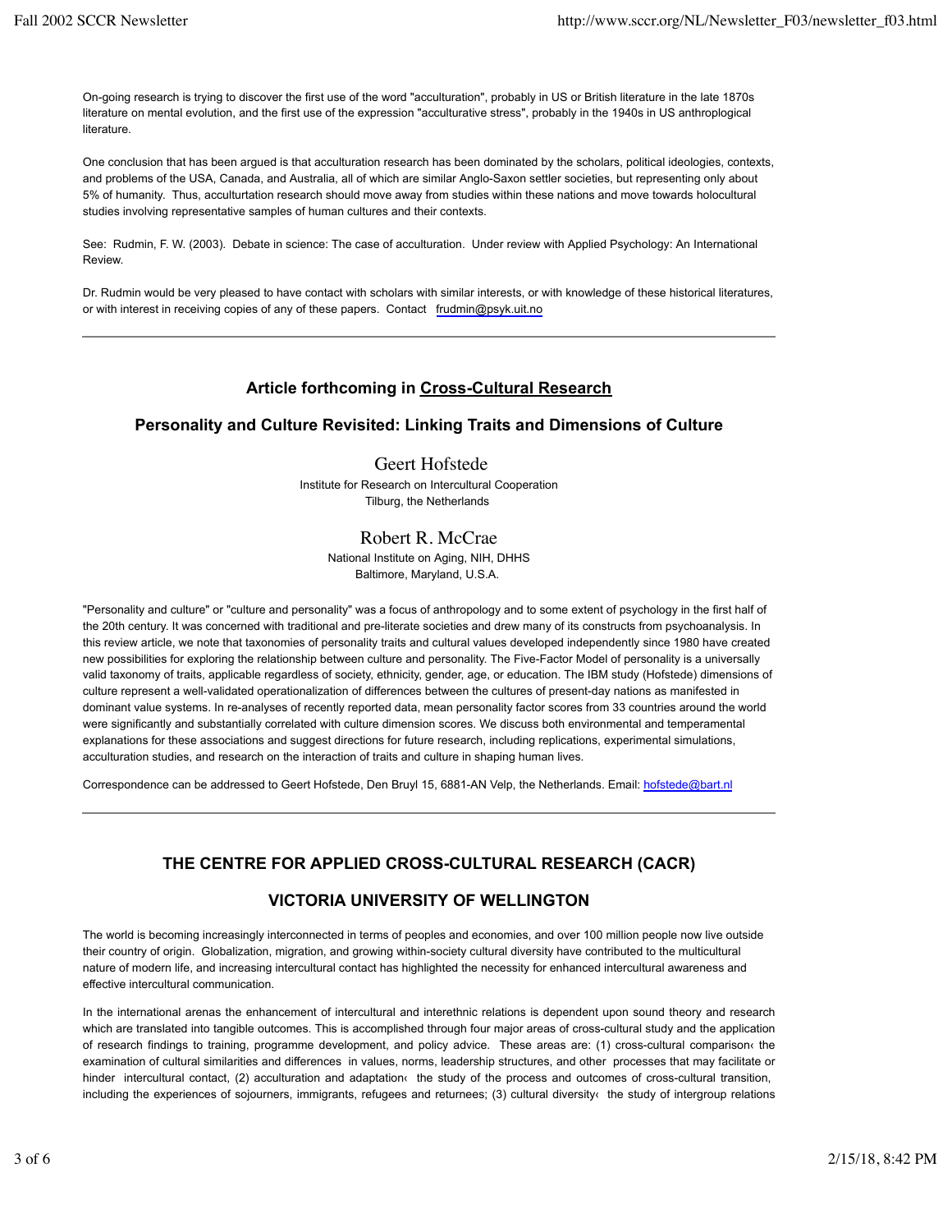On-going research is trying to discover the first use of the word "acculturation", probably in US or British literature in the late 1870s literature on mental evolution, and the first use of the expression "acculturative stress", probably in the 1940s in US anthroplogical literature.

One conclusion that has been argued is that acculturation research has been dominated by the scholars, political ideologies, contexts, and problems of the USA, Canada, and Australia, all of which are similar Anglo-Saxon settler societies, but representing only about 5% of humanity. Thus, acculturtation research should move away from studies within these nations and move towards holocultural studies involving representative samples of human cultures and their contexts.

See: Rudmin, F. W. (2003). Debate in science: The case of acculturation. Under review with Applied Psychology: An International Review.

Dr. Rudmin would be very pleased to have contact with scholars with similar interests, or with knowledge of these historical literatures, or with interest in receiving copies of any of these papers. Contact frudmin@psyk.uit.no

---

## Article forthcoming in Cross-Cultural Research

## Personality and Culture Revisited: Linking Traits and Dimensions of Culture

Geert Hofstede
Institute for Research on Intercultural Cooperation
Tilburg, the Netherlands

Robert R. McCrae
National Institute on Aging, NIH, DHHS
Baltimore, Maryland, U.S.A.

"Personality and culture" or "culture and personality" was a focus of anthropology and to some extent of psychology in the first half of the 20th century. It was concerned with traditional and pre-literate societies and drew many of its constructs from psychoanalysis. In this review article, we note that taxonomies of personality traits and cultural values developed independently since 1980 have created new possibilities for exploring the relationship between culture and personality. The Five-Factor Model of personality is a universally valid taxonomy of traits, applicable regardless of society, ethnicity, gender, age, or education. The IBM study (Hofstede) dimensions of culture represent a well-validated operationalization of differences between the cultures of present-day nations as manifested in dominant value systems. In re-analyses of recently reported data, mean personality factor scores from 33 countries around the world were significantly and substantially correlated with culture dimension scores. We discuss both environmental and temperamental explanations for these associations and suggest directions for future research, including replications, experimental simulations, acculturation studies, and research on the interaction of traits and culture in shaping human lives.

Correspondence can be addressed to Geert Hofstede, Den Bruyl 15, 6881-AN Velp, the Netherlands. Email: hofstede@bart.nl

---

## THE CENTRE FOR APPLIED CROSS-CULTURAL RESEARCH (CACR)

## VICTORIA UNIVERSITY OF WELLINGTON

The world is becoming increasingly interconnected in terms of peoples and economies, and over 100 million people now live outside their country of origin. Globalization, migration, and growing within-society cultural diversity have contributed to the multicultural nature of modern life, and increasing intercultural contact has highlighted the necessity for enhanced intercultural awareness and effective intercultural communication.

In the international arenas the enhancement of intercultural and interethnic relations is dependent upon sound theory and research which are translated into tangible outcomes. This is accomplished through four major areas of cross-cultural study and the application of research findings to training, programme development, and policy advice. These areas are: (1) cross-cultural comparison‹ the examination of cultural similarities and differences in values, norms, leadership structures, and other processes that may facilitate or hinder intercultural contact, (2) acculturation and adaptation‹ the study of the process and outcomes of cross-cultural transition, including the experiences of sojourners, immigrants, refugees and returnees; (3) cultural diversity‹ the study of intergroup relations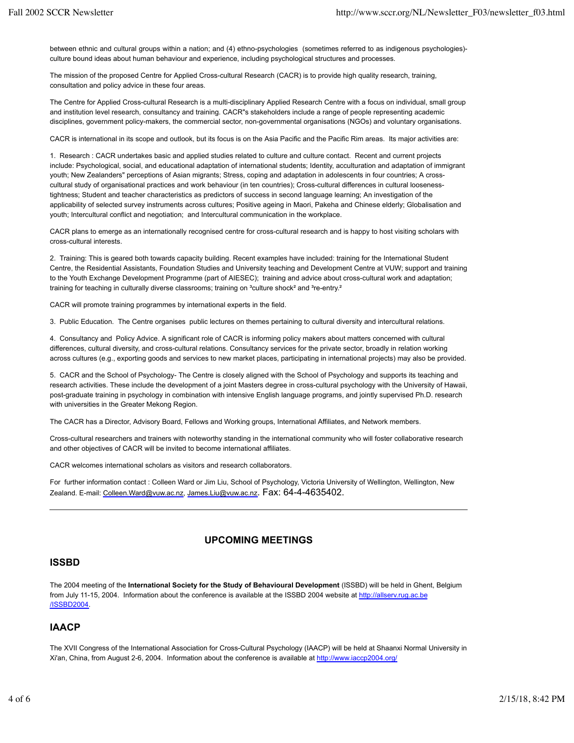between ethnic and cultural groups within a nation; and (4) ethno-psychologies (sometimes referred to as indigenous psychologies)- culture bound ideas about human behaviour and experience, including psychological structures and processes.

The mission of the proposed Centre for Applied Cross-cultural Research (CACR) is to provide high quality research, training, consultation and policy advice in these four areas.

The Centre for Applied Cross-cultural Research is a multi-disciplinary Applied Research Centre with a focus on individual, small group and institution level research, consultancy and training. CACR"s stakeholders include a range of people representing academic disciplines, government policy-makers, the commercial sector, non-governmental organisations (NGOs) and voluntary organisations.

CACR is international in its scope and outlook, but its focus is on the Asia Pacific and the Pacific Rim areas. Its major activities are:

1. Research : CACR undertakes basic and applied studies related to culture and culture contact. Recent and current projects include: Psychological, social, and educational adaptation of international students; Identity, acculturation and adaptation of immigrant youth; New Zealanders" perceptions of Asian migrants; Stress, coping and adaptation in adolescents in four countries; A cross-cultural study of organisational practices and work behaviour (in ten countries); Cross-cultural differences in cultural looseness-tightness; Student and teacher characteristics as predictors of success in second language learning; An investigation of the applicability of selected survey instruments across cultures; Positive ageing in Maori, Pakeha and Chinese elderly; Globalisation and youth; Intercultural conflict and negotiation; and Intercultural communication in the workplace.

CACR plans to emerge as an internationally recognised centre for cross-cultural research and is happy to host visiting scholars with cross-cultural interests.

2. Training: This is geared both towards capacity building. Recent examples have included: training for the International Student Centre, the Residential Assistants, Foundation Studies and University teaching and Development Centre at VUW; support and training to the Youth Exchange Development Programme (part of AIESEC); training and advice about cross-cultural work and adaptation; training for teaching in culturally diverse classrooms; training on ³culture shock² and ³re-entry.²

CACR will promote training programmes by international experts in the field.

3. Public Education. The Centre organises public lectures on themes pertaining to cultural diversity and intercultural relations.

4. Consultancy and Policy Advice. A significant role of CACR is informing policy makers about matters concerned with cultural differences, cultural diversity, and cross-cultural relations. Consultancy services for the private sector, broadly in relation working across cultures (e.g., exporting goods and services to new market places, participating in international projects) may also be provided.

5. CACR and the School of Psychology- The Centre is closely aligned with the School of Psychology and supports its teaching and research activities. These include the development of a joint Masters degree in cross-cultural psychology with the University of Hawaii, post-graduate training in psychology in combination with intensive English language programs, and jointly supervised Ph.D. research with universities in the Greater Mekong Region.

The CACR has a Director, Advisory Board, Fellows and Working groups, International Affiliates, and Network members.

Cross-cultural researchers and trainers with noteworthy standing in the international community who will foster collaborative research and other objectives of CACR will be invited to become international affiliates.

CACR welcomes international scholars as visitors and research collaborators.

For further information contact : Colleen Ward or Jim Liu, School of Psychology, Victoria University of Wellington, Wellington, New Zealand. E-mail: Colleen.Ward@vuw.ac.nz, James.Liu@vuw.ac.nz. Fax: 64-4-4635402.

---

## UPCOMING MEETINGS

### ISSBD

The 2004 meeting of the **International Society for the Study of Behavioural Development** (ISSBD) will be held in Ghent, Belgium from July 11-15, 2004. Information about the conference is available at the ISSBD 2004 website at http://allserv.rug.ac.be/ISSBD2004.

### IAACP

The XVII Congress of the International Association for Cross-Cultural Psychology (IAACP) will be held at Shaanxi Normal University in Xi'an, China, from August 2-6, 2004. Information about the conference is available at http://www.iaccp2004.org/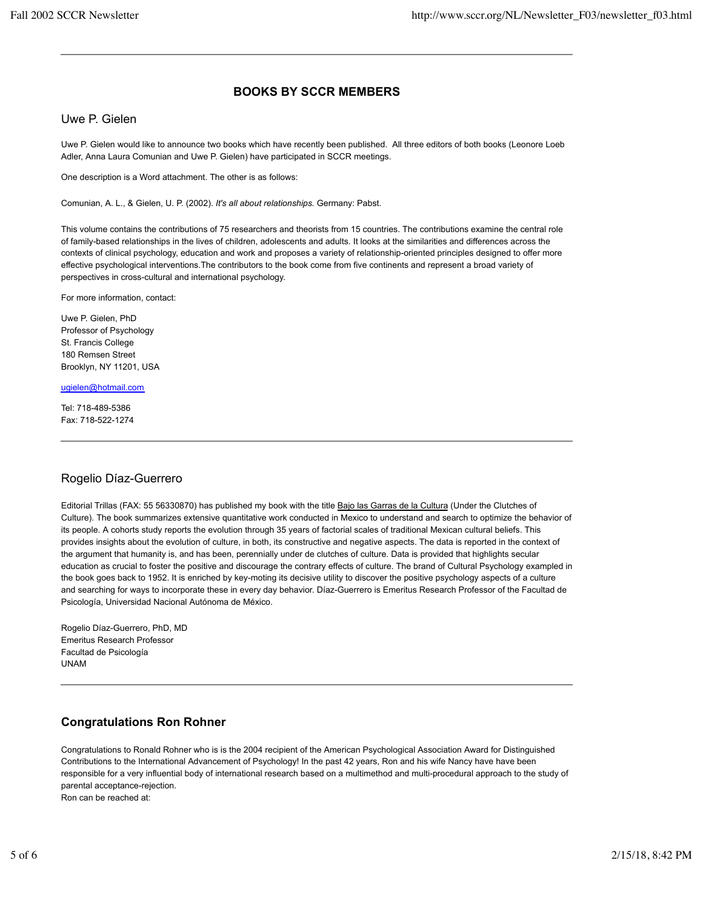## BOOKS BY SCCR MEMBERS

### Uwe P. Gielen

Uwe P. Gielen would like to announce two books which have recently been published.  All three editors of both books (Leonore Loeb Adler, Anna Laura Comunian and Uwe P. Gielen) have participated in SCCR meetings.

One description is a Word attachment. The other is as follows:

Comunian, A. L., & Gielen, U. P. (2002). *It's all about relationships.* Germany: Pabst.

This volume contains the contributions of 75 researchers and theorists from 15 countries. The contributions examine the central role of family-based relationships in the lives of children, adolescents and adults. It looks at the similarities and differences across the contexts of clinical psychology, education and work and proposes a variety of relationship-oriented principles designed to offer more effective psychological interventions.The contributors to the book come from five continents and represent a broad variety of perspectives in cross-cultural and international psychology.

For more information, contact:

Uwe P. Gielen, PhD
Professor of Psychology
St. Francis College
180 Remsen Street
Brooklyn, NY 11201, USA

ugielen@hotmail.com

Tel: 718-489-5386
Fax: 718-522-1274

---

### Rogelio Díaz-Guerrero

Editorial Trillas (FAX: 55 56330870) has published my book with the title Bajo las Garras de la Cultura (Under the Clutches of Culture). The book summarizes extensive quantitative work conducted in Mexico to understand and search to optimize the behavior of its people. A cohorts study reports the evolution through 35 years of factorial scales of traditional Mexican cultural beliefs. This provides insights about the evolution of culture, in both, its constructive and negative aspects. The data is reported in the context of the argument that humanity is, and has been, perennially under de clutches of culture. Data is provided that highlights secular education as crucial to foster the positive and discourage the contrary effects of culture. The brand of Cultural Psychology exampled in the book goes back to 1952. It is enriched by key-moting its decisive utility to discover the positive psychology aspects of a culture and searching for ways to incorporate these in every day behavior. Díaz-Guerrero is Emeritus Research Professor of the Facultad de Psicología, Universidad Nacional Autónoma de México.

Rogelio Díaz-Guerrero, PhD, MD
Emeritus Research Professor
Facultad de Psicología
UNAM

---

### Congratulations Ron Rohner

Congratulations to Ronald Rohner who is is the 2004 recipient of the American Psychological Association Award for Distinguished Contributions to the International Advancement of Psychology! In the past 42 years, Ron and his wife Nancy have have been responsible for a very influential body of international research based on a multimethod and multi-procedural approach to the study of parental acceptance-rejection.
Ron can be reached at: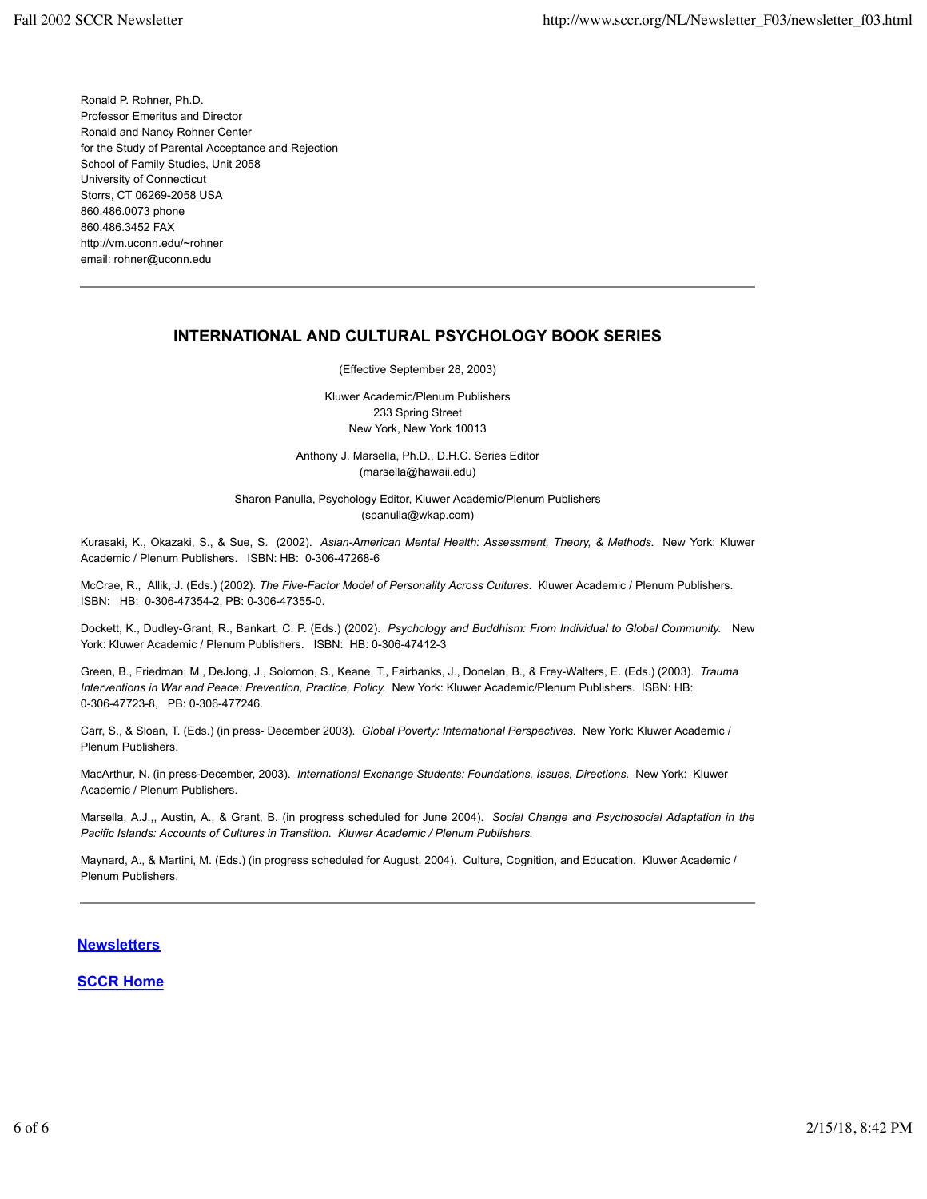Ronald P. Rohner, Ph.D.
Professor Emeritus and Director
Ronald and Nancy Rohner Center
for the Study of Parental Acceptance and Rejection
School of Family Studies, Unit 2058
University of Connecticut
Storrs, CT 06269-2058 USA
860.486.0073 phone
860.486.3452 FAX
http://vm.uconn.edu/~rohner
email: rohner@uconn.edu

---

## INTERNATIONAL AND CULTURAL PSYCHOLOGY BOOK SERIES

(Effective September 28, 2003)

Kluwer Academic/Plenum Publishers
233 Spring Street
New York, New York 10013

Anthony J. Marsella, Ph.D., D.H.C. Series Editor
(marsella@hawaii.edu)

Sharon Panulla, Psychology Editor, Kluwer Academic/Plenum Publishers
(spanulla@wkap.com)

Kurasaki, K., Okazaki, S., & Sue, S. (2002). *Asian-American Mental Health: Assessment, Theory, & Methods.* New York: Kluwer Academic / Plenum Publishers. ISBN: HB: 0-306-47268-6

McCrae, R., Allik, J. (Eds.) (2002). *The Five-Factor Model of Personality Across Cultures.* Kluwer Academic / Plenum Publishers. ISBN: HB: 0-306-47354-2, PB: 0-306-47355-0.

Dockett, K., Dudley-Grant, R., Bankart, C. P. (Eds.) (2002). *Psychology and Buddhism: From Individual to Global Community.* New York: Kluwer Academic / Plenum Publishers. ISBN: HB: 0-306-47412-3

Green, B., Friedman, M., DeJong, J., Solomon, S., Keane, T., Fairbanks, J., Donelan, B., & Frey-Walters, E. (Eds.) (2003). *Trauma Interventions in War and Peace: Prevention, Practice, Policy.* New York: Kluwer Academic/Plenum Publishers. ISBN: HB: 0-306-47723-8, PB: 0-306-477246.

Carr, S., & Sloan, T. (Eds.) (in press- December 2003). *Global Poverty: International Perspectives.* New York: Kluwer Academic / Plenum Publishers.

MacArthur, N. (in press-December, 2003). *International Exchange Students: Foundations, Issues, Directions.* New York: Kluwer Academic / Plenum Publishers.

Marsella, A.J.,, Austin, A., & Grant, B. (in progress scheduled for June 2004). *Social Change and Psychosocial Adaptation in the Pacific Islands: Accounts of Cultures in Transition. Kluwer Academic / Plenum Publishers.*

Maynard, A., & Martini, M. (Eds.) (in progress scheduled for August, 2004). Culture, Cognition, and Education. Kluwer Academic / Plenum Publishers.

---

**Newsletters**

**SCCR Home**